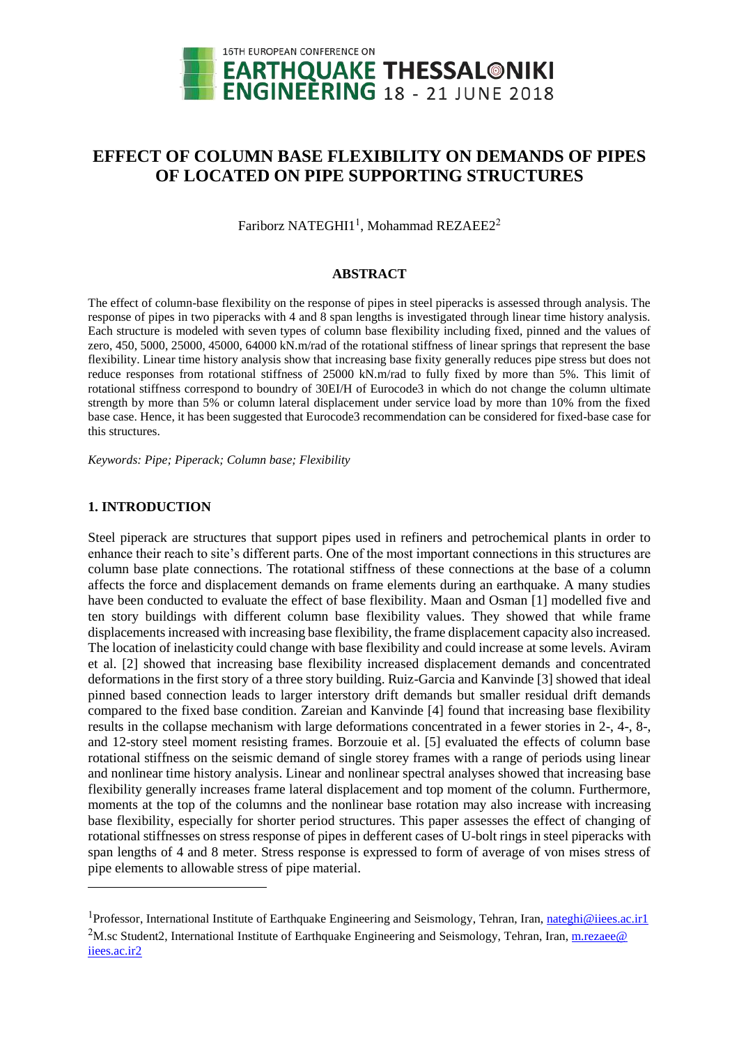# EFFECT OF COLUMN BASE FLEXIBILITY ON DEMANDS OF PIPES OF LOCATED ON PIPE SUPPORTING STRUCTURES

Fariborz NATEGHI1[1], Mohammad REZAEE2[2]

## ABSTRACT

The effect of column-base flexibility on the response of pipes in steel piperacks is assessed through analysis. The response of pipes in two piperacks with 4 and 8 span lengths is investigated through linear time history analysis. Each structure is modeled with seven types of column base flexibility including fixed, pinned and the values of zero, 450, 5000, 25000, 45000, 64000 kN.m/rad of the rotational stiffness of linear springs that represent the base flexibility. Linear time history analysis show that increasing base fixity generally reduces pipe stress but does not reduce responses from rotational stiffness of 25000 kN.m/rad to fully fixed by more than 5%. This limit of rotational stiffness correspond to boundry of 30EI/H of Eurocode3 in which do not change the column ultimate strength by more than 5% or column lateral displacement under service load by more than 10% from the fixed base case. Hence, it has been suggested that Eurocode3 recommendation can be considered for fixed-base case for this structures.

*Keywords: Pipe; Piperack; Column base; Flexibility*

## 1. INTRODUCTION

Steel piperack are structures that support pipes used in refiners and petrochemical plants in order to enhance their reach to site's different parts. One of the most important connections in this structures are column base plate connections. The rotational stiffness of these connections at the base of a column affects the force and displacement demands on frame elements during an earthquake. A many studies have been conducted to evaluate the effect of base flexibility. Maan and Osman [1] modelled five and ten story buildings with different column base flexibility values. They showed that while frame displacements increased with increasing base flexibility, the frame displacement capacity also increased. The location of inelasticity could change with base flexibility and could increase at some levels. Aviram et al. [2] showed that increasing base flexibility increased displacement demands and concentrated deformations in the first story of a three story building. Ruiz-Garcia and Kanvinde [3] showed that ideal pinned based connection leads to larger interstory drift demands but smaller residual drift demands compared to the fixed base condition. Zareian and Kanvinde [4] found that increasing base flexibility results in the collapse mechanism with large deformations concentrated in a fewer stories in 2-, 4-, 8-, and 12-story steel moment resisting frames. Borzouie et al. [5] evaluated the effects of column base rotational stiffness on the seismic demand of single storey frames with a range of periods using linear and nonlinear time history analysis. Linear and nonlinear spectral analyses showed that increasing base flexibility generally increases frame lateral displacement and top moment of the column. Furthermore, moments at the top of the columns and the nonlinear base rotation may also increase with increasing base flexibility, especially for shorter period structures. This paper assesses the effect of changing of rotational stiffnesses on stress response of pipes in defferent cases of U-bolt rings in steel piperacks with span lengths of 4 and 8 meter. Stress response is expressed to form of average of von mises stress of pipe elements to allowable stress of pipe material.

---

[1]Professor, International Institute of Earthquake Engineering and Seismology, Tehran, Iran, nateghi@iiees.ac.ir1

[2]M.sc Student2, International Institute of Earthquake Engineering and Seismology, Tehran, Iran, m.rezaee@iiees.ac.ir2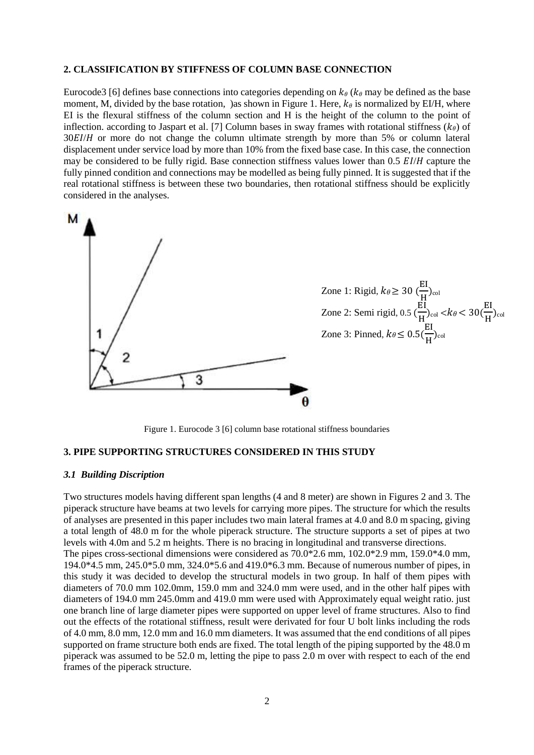## 2. CLASSIFICATION BY STIFFNESS OF COLUMN BASE CONNECTION

Eurocode3 [6] defines base connections into categories depending on $k_\theta$ ($k_\theta$ may be defined as the base moment, M, divided by the base rotation, )as shown in Figure 1. Here, $k_\theta$ is normalized by EI/H, where EI is the flexural stiffness of the column section and H is the height of the column to the point of inflection. according to Jaspart et al. [7] Column bases in sway frames with rotational stiffness ($k_\theta$) of $30EI/H$ or more do not change the column ultimate strength by more than 5% or column lateral displacement under service load by more than 10% from the fixed base case. In this case, the connection may be considered to be fully rigid. Base connection stiffness values lower than 0.5 $EI/H$ capture the fully pinned condition and connections may be modelled as being fully pinned. It is suggested that if the real rotational stiffness is between these two boundaries, then rotational stiffness should be explicitly considered in the analyses.

Zone 1: Rigid, $k_\theta \geq 30\ (\frac{\text{EI}}{\text{H}})_{\text{col}}$

Zone 2: Semi rigid, $0.5\ (\frac{\text{EI}}{\text{H}})_{\text{col}} < k_\theta < 30(\frac{\text{EI}}{\text{H}})_{\text{col}}$

Zone 3: Pinned, $k_\theta \leq 0.5(\frac{\text{EI}}{\text{H}})_{\text{col}}$

Figure 1. Eurocode 3 [6] column base rotational stiffness boundaries

## 3. PIPE SUPPORTING STRUCTURES CONSIDERED IN THIS STUDY

### *3.1 Building Discription*

Two structures models having different span lengths (4 and 8 meter) are shown in Figures 2 and 3. The piperack structure have beams at two levels for carrying more pipes. The structure for which the results of analyses are presented in this paper includes two main lateral frames at 4.0 and 8.0 m spacing, giving a total length of 48.0 m for the whole piperack structure. The structure supports a set of pipes at two levels with 4.0m and 5.2 m heights. There is no bracing in longitudinal and transverse directions.

The pipes cross-sectional dimensions were considered as 70.0*2.6 mm, 102.0*2.9 mm, 159.0*4.0 mm, 194.0*4.5 mm, 245.0*5.0 mm, 324.0*5.6 and 419.0*6.3 mm. Because of numerous number of pipes, in this study it was decided to develop the structural models in two group. In half of them pipes with diameters of 70.0 mm 102.0mm, 159.0 mm and 324.0 mm were used, and in the other half pipes with diameters of 194.0 mm 245.0mm and 419.0 mm were used with Approximately equal weight ratio. just one branch line of large diameter pipes were supported on upper level of frame structures. Also to find out the effects of the rotational stiffness, result were derivated for four U bolt links including the rods of 4.0 mm, 8.0 mm, 12.0 mm and 16.0 mm diameters. It was assumed that the end conditions of all pipes supported on frame structure both ends are fixed. The total length of the piping supported by the 48.0 m piperack was assumed to be 52.0 m, letting the pipe to pass 2.0 m over with respect to each of the end frames of the piperack structure.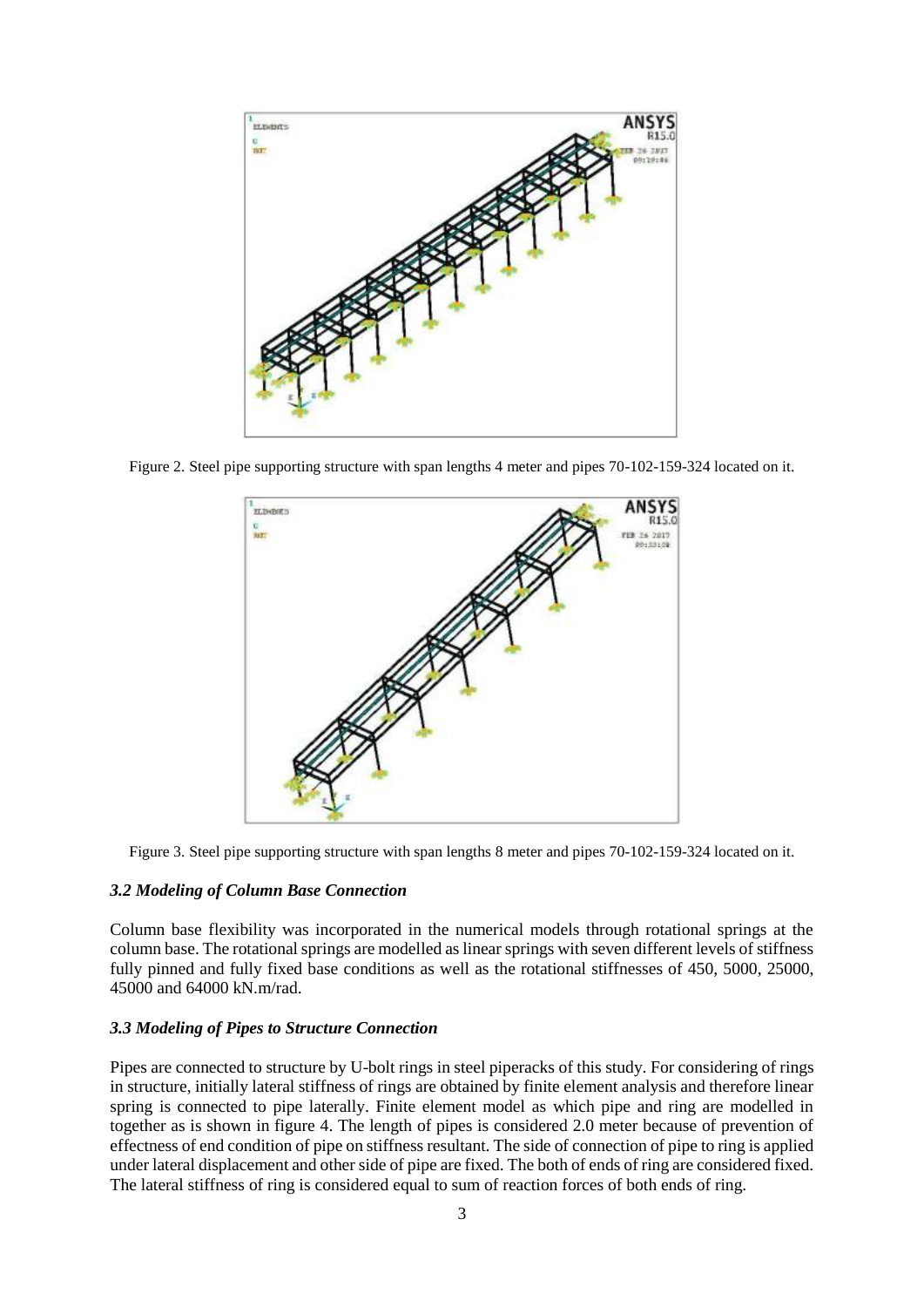Figure 2. Steel pipe supporting structure with span lengths 4 meter and pipes 70-102-159-324 located on it.

Figure 3. Steel pipe supporting structure with span lengths 8 meter and pipes 70-102-159-324 located on it.

### *3.2 Modeling of Column Base Connection*

Column base flexibility was incorporated in the numerical models through rotational springs at the column base. The rotational springs are modelled as linear springs with seven different levels of stiffness fully pinned and fully fixed base conditions as well as the rotational stiffnesses of 450, 5000, 25000, 45000 and 64000 kN.m/rad.

### *3.3 Modeling of Pipes to Structure Connection*

Pipes are connected to structure by U-bolt rings in steel piperacks of this study. For considering of rings in structure, initially lateral stiffness of rings are obtained by finite element analysis and therefore linear spring is connected to pipe laterally. Finite element model as which pipe and ring are modelled in together as is shown in figure 4. The length of pipes is considered 2.0 meter because of prevention of effectness of end condition of pipe on stiffness resultant. The side of connection of pipe to ring is applied under lateral displacement and other side of pipe are fixed. The both of ends of ring are considered fixed. The lateral stiffness of ring is considered equal to sum of reaction forces of both ends of ring.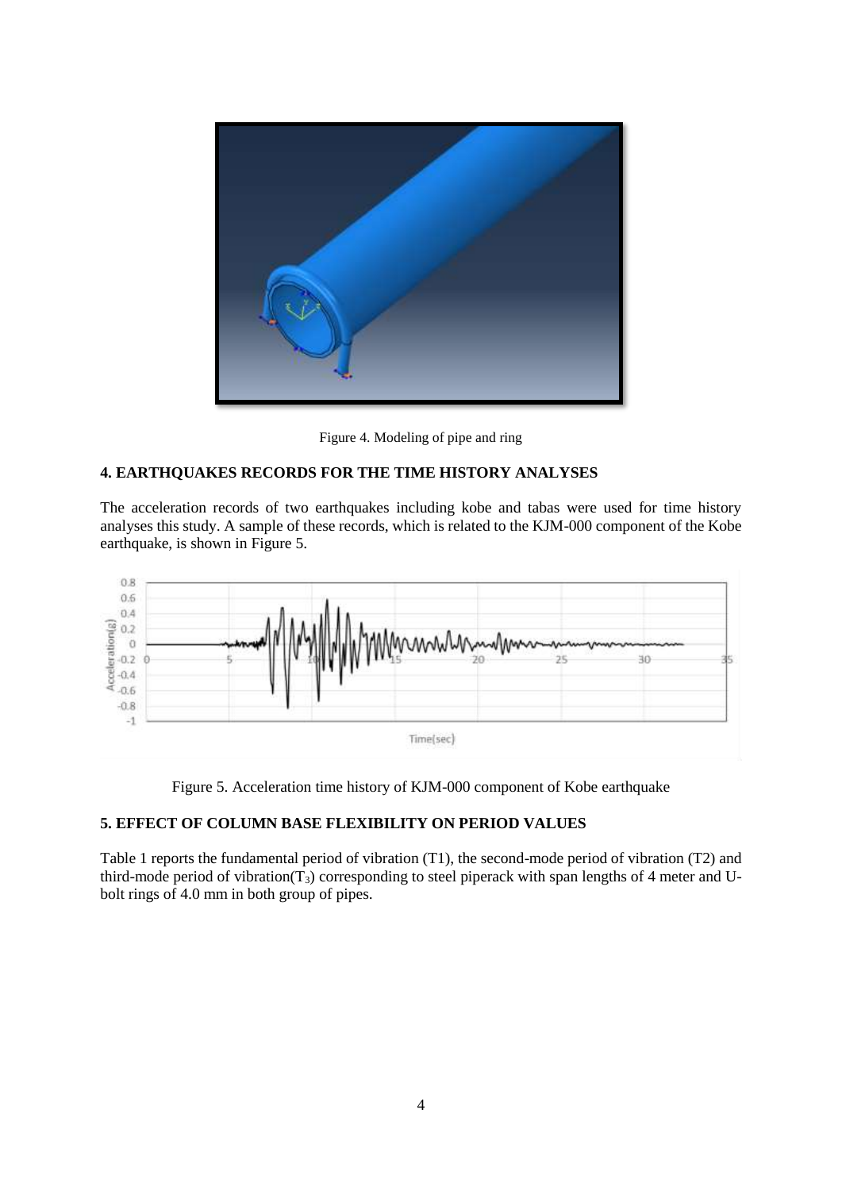Figure 4. Modeling of pipe and ring

## 4. EARTHQUAKES RECORDS FOR THE TIME HISTORY ANALYSES

The acceleration records of two earthquakes including kobe and tabas were used for time history analyses this study. A sample of these records, which is related to the KJM-000 component of the Kobe earthquake, is shown in Figure 5.

Figure 5. Acceleration time history of KJM-000 component of Kobe earthquake

## 5. EFFECT OF COLUMN BASE FLEXIBILITY ON PERIOD VALUES

Table 1 reports the fundamental period of vibration (T1), the second-mode period of vibration (T2) and third-mode period of vibration($T_3$) corresponding to steel piperack with span lengths of 4 meter and U-bolt rings of 4.0 mm in both group of pipes.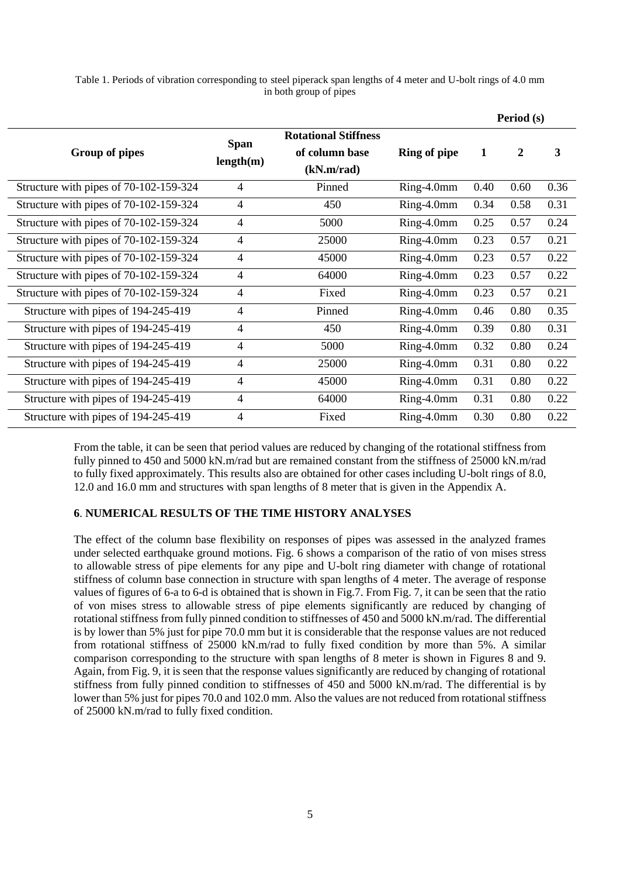Table 1. Periods of vibration corresponding to steel piperack span lengths of 4 meter and U-bolt rings of 4.0 mm in both group of pipes

| Group of pipes | Span length(m) | Rotational Stiffness of column base (kN.m/rad) | Ring of pipe | Period (s) 1 | 2 | 3 |
|---|---|---|---|---|---|---|
| Structure with pipes of 70-102-159-324 | 4 | Pinned | Ring-4.0mm | 0.40 | 0.60 | 0.36 |
| Structure with pipes of 70-102-159-324 | 4 | 450 | Ring-4.0mm | 0.34 | 0.58 | 0.31 |
| Structure with pipes of 70-102-159-324 | 4 | 5000 | Ring-4.0mm | 0.25 | 0.57 | 0.24 |
| Structure with pipes of 70-102-159-324 | 4 | 25000 | Ring-4.0mm | 0.23 | 0.57 | 0.21 |
| Structure with pipes of 70-102-159-324 | 4 | 45000 | Ring-4.0mm | 0.23 | 0.57 | 0.22 |
| Structure with pipes of 70-102-159-324 | 4 | 64000 | Ring-4.0mm | 0.23 | 0.57 | 0.22 |
| Structure with pipes of 70-102-159-324 | 4 | Fixed | Ring-4.0mm | 0.23 | 0.57 | 0.21 |
| Structure with pipes of 194-245-419 | 4 | Pinned | Ring-4.0mm | 0.46 | 0.80 | 0.35 |
| Structure with pipes of 194-245-419 | 4 | 450 | Ring-4.0mm | 0.39 | 0.80 | 0.31 |
| Structure with pipes of 194-245-419 | 4 | 5000 | Ring-4.0mm | 0.32 | 0.80 | 0.24 |
| Structure with pipes of 194-245-419 | 4 | 25000 | Ring-4.0mm | 0.31 | 0.80 | 0.22 |
| Structure with pipes of 194-245-419 | 4 | 45000 | Ring-4.0mm | 0.31 | 0.80 | 0.22 |
| Structure with pipes of 194-245-419 | 4 | 64000 | Ring-4.0mm | 0.31 | 0.80 | 0.22 |
| Structure with pipes of 194-245-419 | 4 | Fixed | Ring-4.0mm | 0.30 | 0.80 | 0.22 |

From the table, it can be seen that period values are reduced by changing of the rotational stiffness from fully pinned to 450 and 5000 kN.m/rad but are remained constant from the stiffness of 25000 kN.m/rad to fully fixed approximately. This results also are obtained for other cases including U-bolt rings of 8.0, 12.0 and 16.0 mm and structures with span lengths of 8 meter that is given in the Appendix A.

## 6. NUMERICAL RESULTS OF THE TIME HISTORY ANALYSES

The effect of the column base flexibility on responses of pipes was assessed in the analyzed frames under selected earthquake ground motions. Fig. 6 shows a comparison of the ratio of von mises stress to allowable stress of pipe elements for any pipe and U-bolt ring diameter with change of rotational stiffness of column base connection in structure with span lengths of 4 meter. The average of response values of figures of 6-a to 6-d is obtained that is shown in Fig.7. From Fig. 7, it can be seen that the ratio of von mises stress to allowable stress of pipe elements significantly are reduced by changing of rotational stiffness from fully pinned condition to stiffnesses of 450 and 5000 kN.m/rad. The differential is by lower than 5% just for pipe 70.0 mm but it is considerable that the response values are not reduced from rotational stiffness of 25000 kN.m/rad to fully fixed condition by more than 5%. A similar comparison corresponding to the structure with span lengths of 8 meter is shown in Figures 8 and 9. Again, from Fig. 9, it is seen that the response values significantly are reduced by changing of rotational stiffness from fully pinned condition to stiffnesses of 450 and 5000 kN.m/rad. The differential is by lower than 5% just for pipes 70.0 and 102.0 mm. Also the values are not reduced from rotational stiffness of 25000 kN.m/rad to fully fixed condition.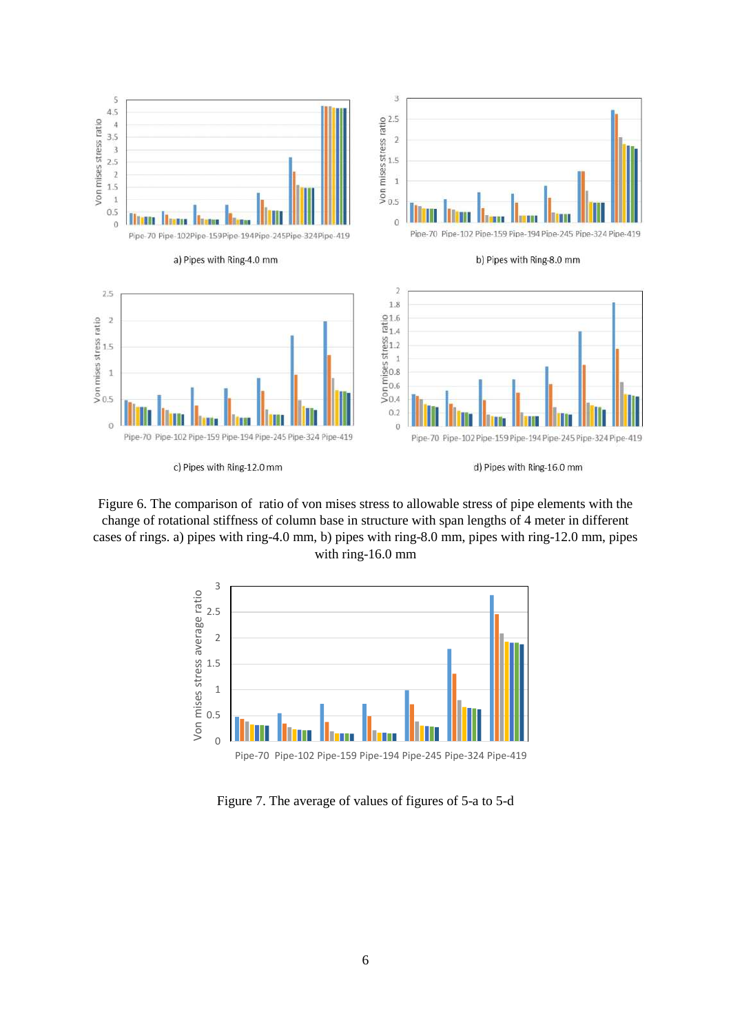a) Pipes with Ring-4.0 mm

b) Pipes with Ring-8.0 mm

c) Pipes with Ring-12.0 mm

d) Pipes with Ring-16.0 mm

Figure 6. The comparison of ratio of von mises stress to allowable stress of pipe elements with the change of rotational stiffness of column base in structure with span lengths of 4 meter in different cases of rings. a) pipes with ring-4.0 mm, b) pipes with ring-8.0 mm, pipes with ring-12.0 mm, pipes with ring-16.0 mm

Figure 7. The average of values of figures of 5-a to 5-d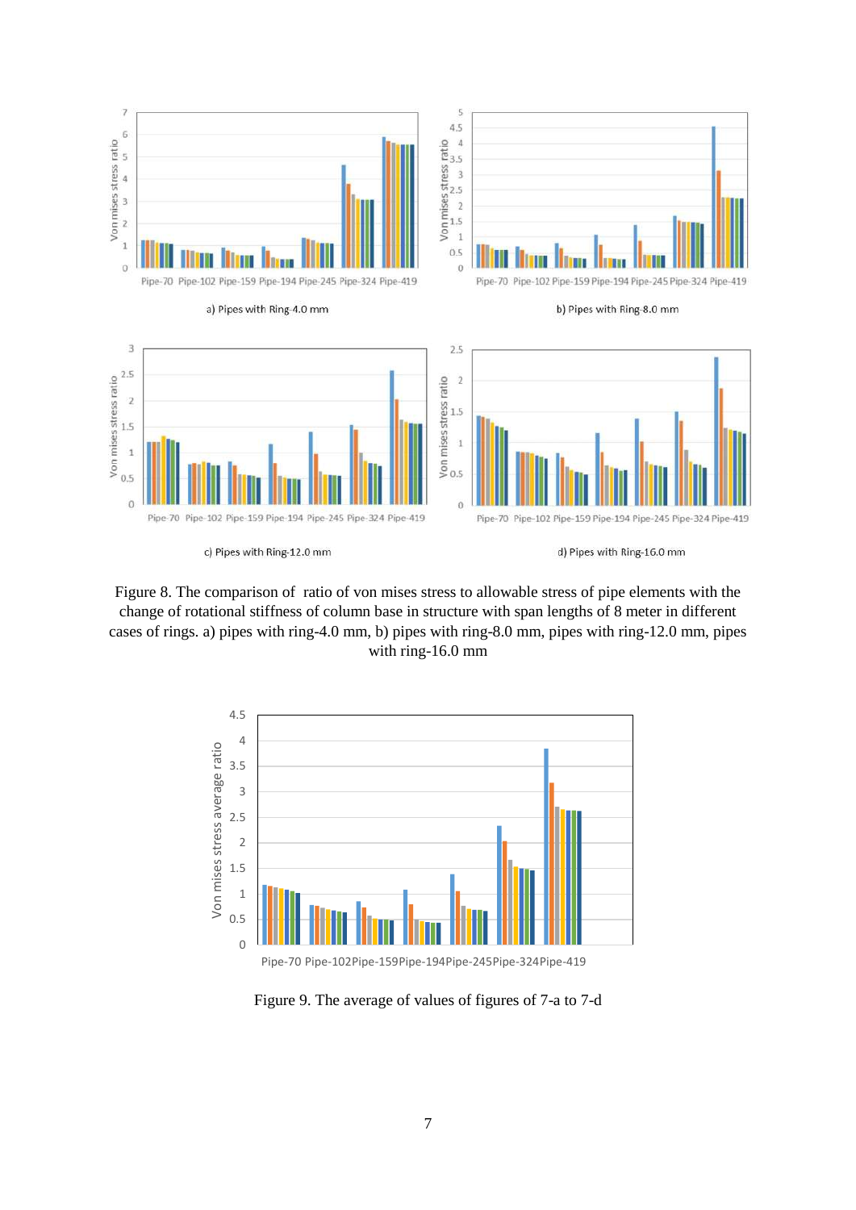Figure 8. The comparison of ratio of von mises stress to allowable stress of pipe elements with the change of rotational stiffness of column base in structure with span lengths of 8 meter in different cases of rings. a) pipes with ring-4.0 mm, b) pipes with ring-8.0 mm, pipes with ring-12.0 mm, pipes with ring-16.0 mm

Figure 9. The average of values of figures of 7-a to 7-d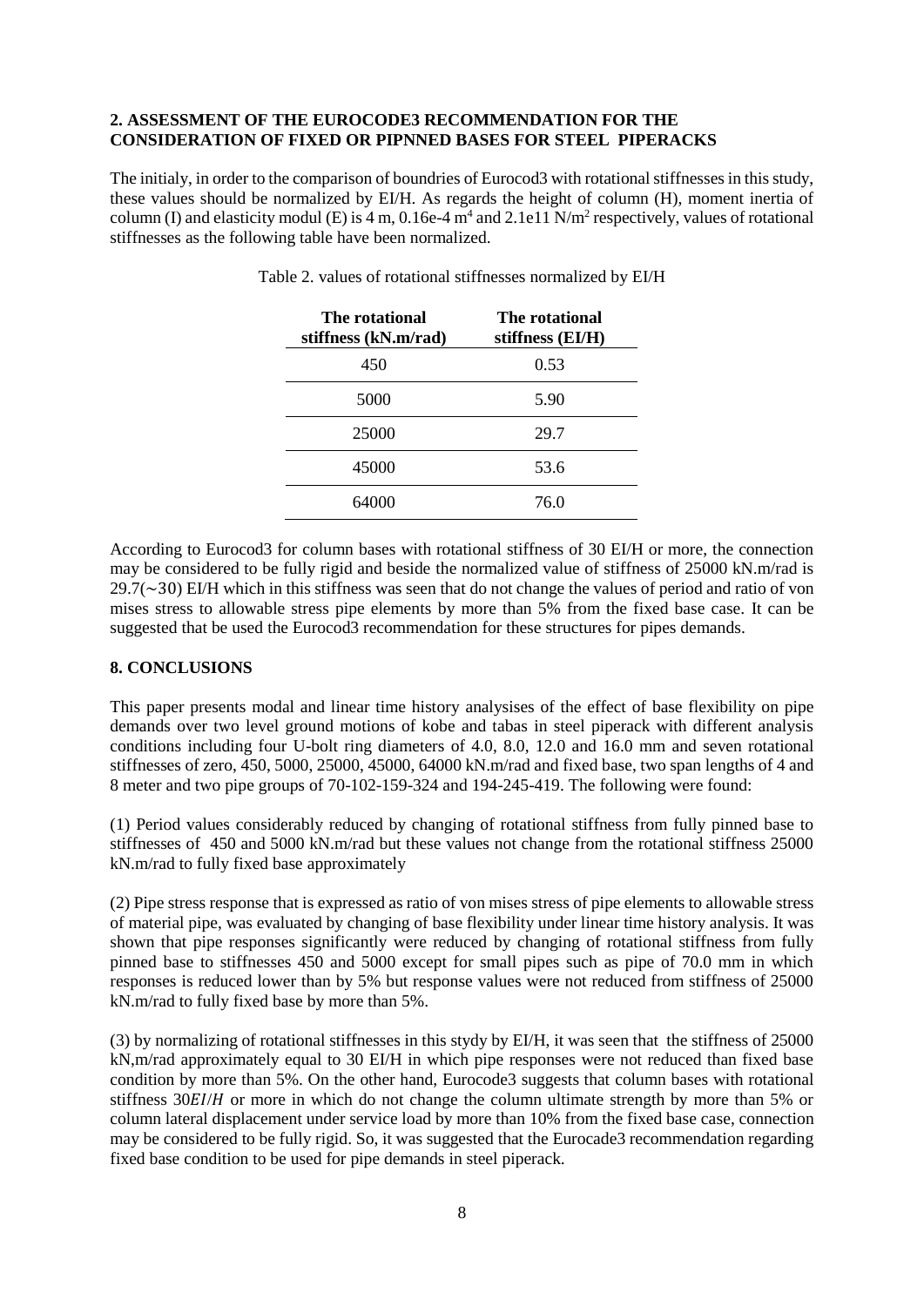## 2. ASSESSMENT OF THE EUROCODE3 RECOMMENDATION FOR THE CONSIDERATION OF FIXED OR PIPNNED BASES FOR STEEL PIPERACKS

The initialy, in order to the comparison of boundries of Eurocod3 with rotational stiffnesses in this study, these values should be normalized by EI/H. As regards the height of column (H), moment inertia of column (I) and elasticity modul (E) is 4 m, 0.16e-4 $m^4$ and 2.1e11 $N/m^2$ respectively, values of rotational stiffnesses as the following table have been normalized.

Table 2. values of rotational stiffnesses normalized by EI/H

| The rotational stiffness (kN.m/rad) | The rotational stiffness (EI/H) |
|---|---|
| 450 | 0.53 |
| 5000 | 5.90 |
| 25000 | 29.7 |
| 45000 | 53.6 |
| 64000 | 76.0 |

According to Eurocod3 for column bases with rotational stiffness of 30 EI/H or more, the connection may be considered to be fully rigid and beside the normalized value of stiffness of 25000 kN.m/rad is 29.7($\sim$30) EI/H which in this stiffness was seen that do not change the values of period and ratio of von mises stress to allowable stress pipe elements by more than 5% from the fixed base case. It can be suggested that be used the Eurocod3 recommendation for these structures for pipes demands.

## 8. CONCLUSIONS

This paper presents modal and linear time history analysises of the effect of base flexibility on pipe demands over two level ground motions of kobe and tabas in steel piperack with different analysis conditions including four U-bolt ring diameters of 4.0, 8.0, 12.0 and 16.0 mm and seven rotational stiffnesses of zero, 450, 5000, 25000, 45000, 64000 kN.m/rad and fixed base, two span lengths of 4 and 8 meter and two pipe groups of 70-102-159-324 and 194-245-419. The following were found:

(1) Period values considerably reduced by changing of rotational stiffness from fully pinned base to stiffnesses of 450 and 5000 kN.m/rad but these values not change from the rotational stiffness 25000 kN.m/rad to fully fixed base approximately

(2) Pipe stress response that is expressed as ratio of von mises stress of pipe elements to allowable stress of material pipe, was evaluated by changing of base flexibility under linear time history analysis. It was shown that pipe responses significantly were reduced by changing of rotational stiffness from fully pinned base to stiffnesses 450 and 5000 except for small pipes such as pipe of 70.0 mm in which responses is reduced lower than by 5% but response values were not reduced from stiffness of 25000 kN.m/rad to fully fixed base by more than 5%.

(3) by normalizing of rotational stiffnesses in this stydy by EI/H, it was seen that the stiffness of 25000 kN,m/rad approximately equal to 30 EI/H in which pipe responses were not reduced than fixed base condition by more than 5%. On the other hand, Eurocode3 suggests that column bases with rotational stiffness $30EI/H$ or more in which do not change the column ultimate strength by more than 5% or column lateral displacement under service load by more than 10% from the fixed base case, connection may be considered to be fully rigid. So, it was suggested that the Eurocade3 recommendation regarding fixed base condition to be used for pipe demands in steel piperack.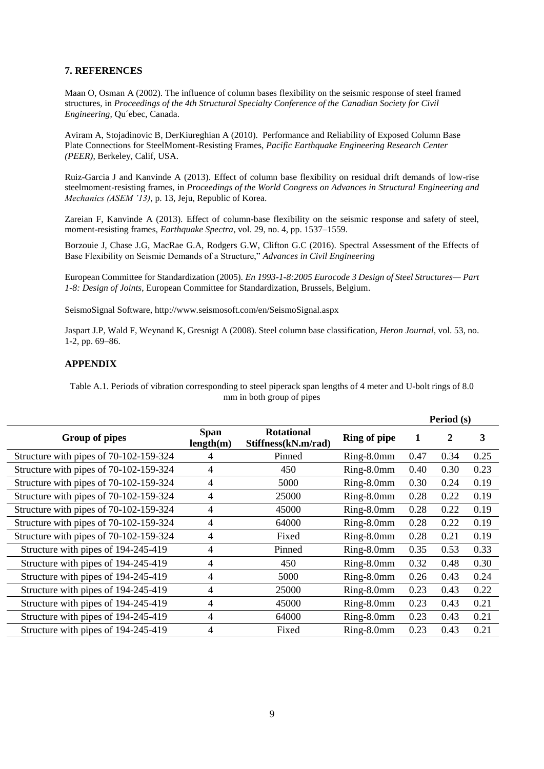## 7. REFERENCES

Maan O, Osman A (2002). The influence of column bases flexibility on the seismic response of steel framed structures, in *Proceedings of the 4th Structural Specialty Conference of the Canadian Society for Civil Engineering*, Qu´ebec, Canada.

Aviram A, Stojadinovic B, DerKiureghian A (2010). Performance and Reliability of Exposed Column Base Plate Connections for SteelMoment-Resisting Frames, *Pacific Earthquake Engineering Research Center (PEER)*, Berkeley, Calif, USA.

Ruiz-Garcia J and Kanvinde A (2013). Effect of column base flexibility on residual drift demands of low-rise steelmoment-resisting frames, in *Proceedings of the World Congress on Advances in Structural Engineering and Mechanics (ASEM '13)*, p. 13, Jeju, Republic of Korea.

Zareian F, Kanvinde A (2013). Effect of column-base flexibility on the seismic response and safety of steel, moment-resisting frames, *Earthquake Spectra*, vol. 29, no. 4, pp. 1537–1559.

Borzouie J, Chase J.G, MacRae G.A, Rodgers G.W, Clifton G.C (2016). Spectral Assessment of the Effects of Base Flexibility on Seismic Demands of a Structure," *Advances in Civil Engineering*

European Committee for Standardization (2005). *En 1993-1-8:2005 Eurocode 3 Design of Steel Structures— Part 1-8: Design of Joints*, European Committee for Standardization, Brussels, Belgium.

SeismoSignal Software, http://www.seismosoft.com/en/SeismoSignal.aspx

Jaspart J.P, Wald F, Weynand K, Gresnigt A (2008). Steel column base classification, *Heron Journal*, vol. 53, no. 1-2, pp. 69–86.

## APPENDIX

Table A.1. Periods of vibration corresponding to steel piperack span lengths of 4 meter and U-bolt rings of 8.0 mm in both group of pipes

| Group of pipes | Span length(m) | Rotational Stiffness(kN.m/rad) | Ring of pipe | Period (s) 1 | 2 | 3 |
|---|---|---|---|---|---|---|
| Structure with pipes of 70-102-159-324 | 4 | Pinned | Ring-8.0mm | 0.47 | 0.34 | 0.25 |
| Structure with pipes of 70-102-159-324 | 4 | 450 | Ring-8.0mm | 0.40 | 0.30 | 0.23 |
| Structure with pipes of 70-102-159-324 | 4 | 5000 | Ring-8.0mm | 0.30 | 0.24 | 0.19 |
| Structure with pipes of 70-102-159-324 | 4 | 25000 | Ring-8.0mm | 0.28 | 0.22 | 0.19 |
| Structure with pipes of 70-102-159-324 | 4 | 45000 | Ring-8.0mm | 0.28 | 0.22 | 0.19 |
| Structure with pipes of 70-102-159-324 | 4 | 64000 | Ring-8.0mm | 0.28 | 0.22 | 0.19 |
| Structure with pipes of 70-102-159-324 | 4 | Fixed | Ring-8.0mm | 0.28 | 0.21 | 0.19 |
| Structure with pipes of 194-245-419 | 4 | Pinned | Ring-8.0mm | 0.35 | 0.53 | 0.33 |
| Structure with pipes of 194-245-419 | 4 | 450 | Ring-8.0mm | 0.32 | 0.48 | 0.30 |
| Structure with pipes of 194-245-419 | 4 | 5000 | Ring-8.0mm | 0.26 | 0.43 | 0.24 |
| Structure with pipes of 194-245-419 | 4 | 25000 | Ring-8.0mm | 0.23 | 0.43 | 0.22 |
| Structure with pipes of 194-245-419 | 4 | 45000 | Ring-8.0mm | 0.23 | 0.43 | 0.21 |
| Structure with pipes of 194-245-419 | 4 | 64000 | Ring-8.0mm | 0.23 | 0.43 | 0.21 |
| Structure with pipes of 194-245-419 | 4 | Fixed | Ring-8.0mm | 0.23 | 0.43 | 0.21 |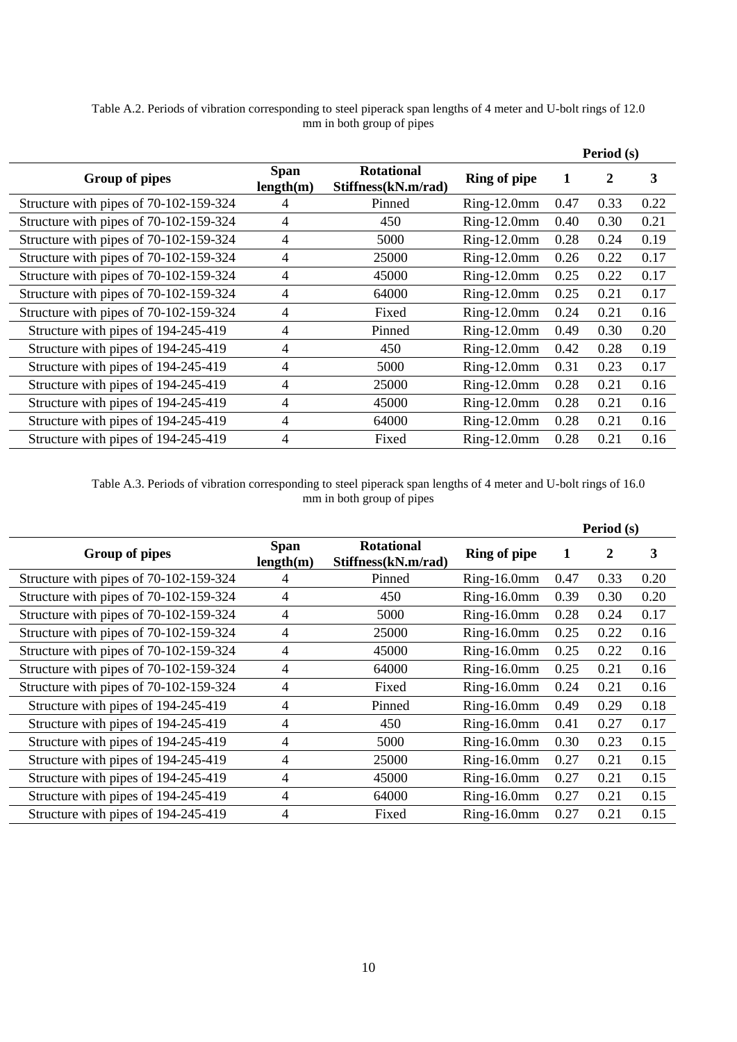Table A.2. Periods of vibration corresponding to steel piperack span lengths of 4 meter and U-bolt rings of 12.0 mm in both group of pipes

| Group of pipes | Span length(m) | Rotational Stiffness(kN.m/rad) | Ring of pipe | Period (s) | | |
|---|---|---|---|---|---|---|
| | | | | **1** | **2** | **3** |
| Structure with pipes of 70-102-159-324 | 4 | Pinned | Ring-12.0mm | 0.47 | 0.33 | 0.22 |
| Structure with pipes of 70-102-159-324 | 4 | 450 | Ring-12.0mm | 0.40 | 0.30 | 0.21 |
| Structure with pipes of 70-102-159-324 | 4 | 5000 | Ring-12.0mm | 0.28 | 0.24 | 0.19 |
| Structure with pipes of 70-102-159-324 | 4 | 25000 | Ring-12.0mm | 0.26 | 0.22 | 0.17 |
| Structure with pipes of 70-102-159-324 | 4 | 45000 | Ring-12.0mm | 0.25 | 0.22 | 0.17 |
| Structure with pipes of 70-102-159-324 | 4 | 64000 | Ring-12.0mm | 0.25 | 0.21 | 0.17 |
| Structure with pipes of 70-102-159-324 | 4 | Fixed | Ring-12.0mm | 0.24 | 0.21 | 0.16 |
| Structure with pipes of 194-245-419 | 4 | Pinned | Ring-12.0mm | 0.49 | 0.30 | 0.20 |
| Structure with pipes of 194-245-419 | 4 | 450 | Ring-12.0mm | 0.42 | 0.28 | 0.19 |
| Structure with pipes of 194-245-419 | 4 | 5000 | Ring-12.0mm | 0.31 | 0.23 | 0.17 |
| Structure with pipes of 194-245-419 | 4 | 25000 | Ring-12.0mm | 0.28 | 0.21 | 0.16 |
| Structure with pipes of 194-245-419 | 4 | 45000 | Ring-12.0mm | 0.28 | 0.21 | 0.16 |
| Structure with pipes of 194-245-419 | 4 | 64000 | Ring-12.0mm | 0.28 | 0.21 | 0.16 |
| Structure with pipes of 194-245-419 | 4 | Fixed | Ring-12.0mm | 0.28 | 0.21 | 0.16 |

Table A.3. Periods of vibration corresponding to steel piperack span lengths of 4 meter and U-bolt rings of 16.0 mm in both group of pipes

| Group of pipes | Span length(m) | Rotational Stiffness(kN.m/rad) | Ring of pipe | Period (s) | | |
|---|---|---|---|---|---|---|
| | | | | **1** | **2** | **3** |
| Structure with pipes of 70-102-159-324 | 4 | Pinned | Ring-16.0mm | 0.47 | 0.33 | 0.20 |
| Structure with pipes of 70-102-159-324 | 4 | 450 | Ring-16.0mm | 0.39 | 0.30 | 0.20 |
| Structure with pipes of 70-102-159-324 | 4 | 5000 | Ring-16.0mm | 0.28 | 0.24 | 0.17 |
| Structure with pipes of 70-102-159-324 | 4 | 25000 | Ring-16.0mm | 0.25 | 0.22 | 0.16 |
| Structure with pipes of 70-102-159-324 | 4 | 45000 | Ring-16.0mm | 0.25 | 0.22 | 0.16 |
| Structure with pipes of 70-102-159-324 | 4 | 64000 | Ring-16.0mm | 0.25 | 0.21 | 0.16 |
| Structure with pipes of 70-102-159-324 | 4 | Fixed | Ring-16.0mm | 0.24 | 0.21 | 0.16 |
| Structure with pipes of 194-245-419 | 4 | Pinned | Ring-16.0mm | 0.49 | 0.29 | 0.18 |
| Structure with pipes of 194-245-419 | 4 | 450 | Ring-16.0mm | 0.41 | 0.27 | 0.17 |
| Structure with pipes of 194-245-419 | 4 | 5000 | Ring-16.0mm | 0.30 | 0.23 | 0.15 |
| Structure with pipes of 194-245-419 | 4 | 25000 | Ring-16.0mm | 0.27 | 0.21 | 0.15 |
| Structure with pipes of 194-245-419 | 4 | 45000 | Ring-16.0mm | 0.27 | 0.21 | 0.15 |
| Structure with pipes of 194-245-419 | 4 | 64000 | Ring-16.0mm | 0.27 | 0.21 | 0.15 |
| Structure with pipes of 194-245-419 | 4 | Fixed | Ring-16.0mm | 0.27 | 0.21 | 0.15 |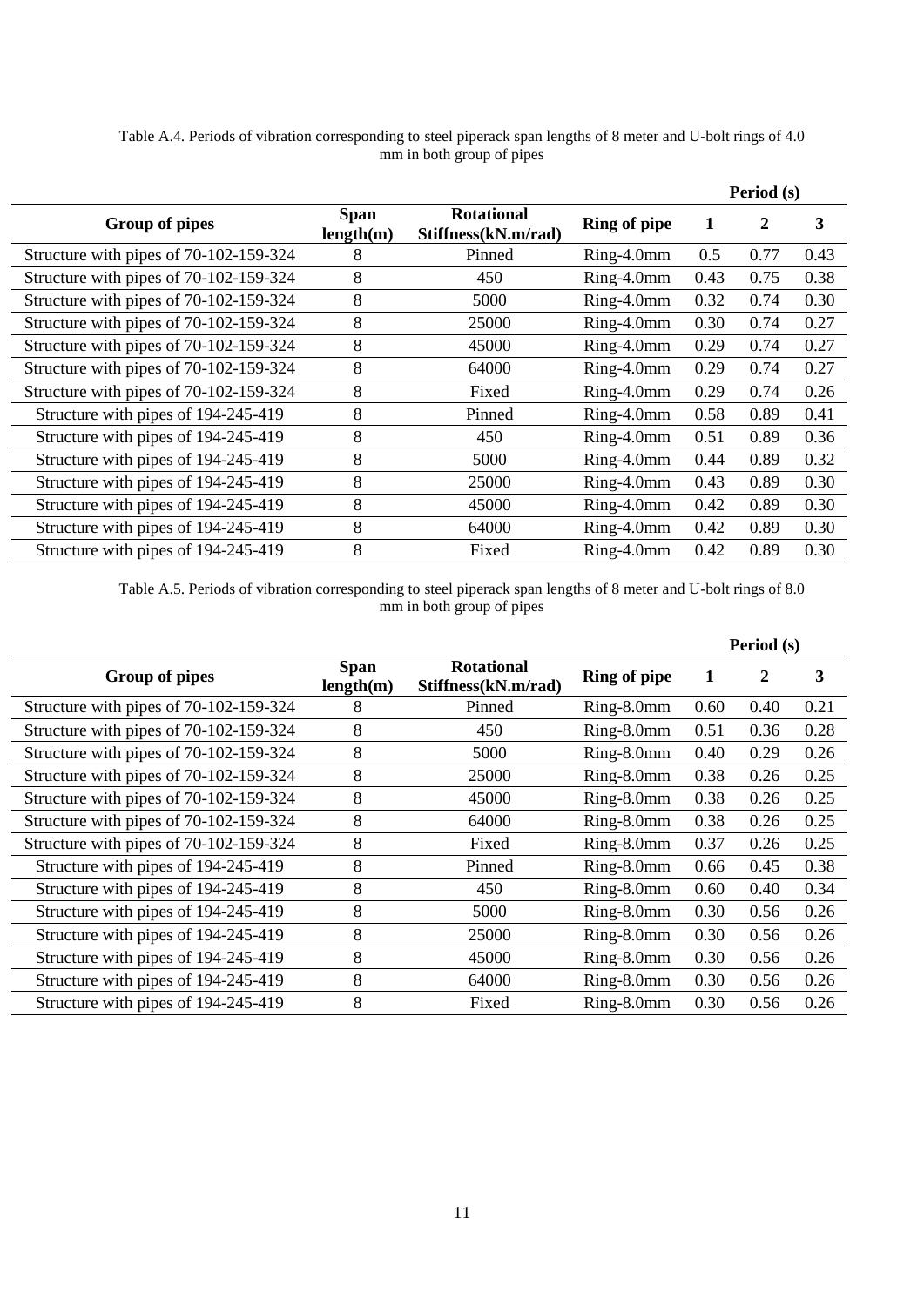Table A.4. Periods of vibration corresponding to steel piperack span lengths of 8 meter and U-bolt rings of 4.0 mm in both group of pipes

| Group of pipes | Span length(m) | Rotational Stiffness(kN.m/rad) | Ring of pipe | Period (s) | | |
|---|---|---|---|---|---|---|
| | | | | 1 | 2 | 3 |
| Structure with pipes of 70-102-159-324 | 8 | Pinned | Ring-4.0mm | 0.5 | 0.77 | 0.43 |
| Structure with pipes of 70-102-159-324 | 8 | 450 | Ring-4.0mm | 0.43 | 0.75 | 0.38 |
| Structure with pipes of 70-102-159-324 | 8 | 5000 | Ring-4.0mm | 0.32 | 0.74 | 0.30 |
| Structure with pipes of 70-102-159-324 | 8 | 25000 | Ring-4.0mm | 0.30 | 0.74 | 0.27 |
| Structure with pipes of 70-102-159-324 | 8 | 45000 | Ring-4.0mm | 0.29 | 0.74 | 0.27 |
| Structure with pipes of 70-102-159-324 | 8 | 64000 | Ring-4.0mm | 0.29 | 0.74 | 0.27 |
| Structure with pipes of 70-102-159-324 | 8 | Fixed | Ring-4.0mm | 0.29 | 0.74 | 0.26 |
| Structure with pipes of 194-245-419 | 8 | Pinned | Ring-4.0mm | 0.58 | 0.89 | 0.41 |
| Structure with pipes of 194-245-419 | 8 | 450 | Ring-4.0mm | 0.51 | 0.89 | 0.36 |
| Structure with pipes of 194-245-419 | 8 | 5000 | Ring-4.0mm | 0.44 | 0.89 | 0.32 |
| Structure with pipes of 194-245-419 | 8 | 25000 | Ring-4.0mm | 0.43 | 0.89 | 0.30 |
| Structure with pipes of 194-245-419 | 8 | 45000 | Ring-4.0mm | 0.42 | 0.89 | 0.30 |
| Structure with pipes of 194-245-419 | 8 | 64000 | Ring-4.0mm | 0.42 | 0.89 | 0.30 |
| Structure with pipes of 194-245-419 | 8 | Fixed | Ring-4.0mm | 0.42 | 0.89 | 0.30 |

Table A.5. Periods of vibration corresponding to steel piperack span lengths of 8 meter and U-bolt rings of 8.0 mm in both group of pipes

| Group of pipes | Span length(m) | Rotational Stiffness(kN.m/rad) | Ring of pipe | Period (s) | | |
|---|---|---|---|---|---|---|
| | | | | 1 | 2 | 3 |
| Structure with pipes of 70-102-159-324 | 8 | Pinned | Ring-8.0mm | 0.60 | 0.40 | 0.21 |
| Structure with pipes of 70-102-159-324 | 8 | 450 | Ring-8.0mm | 0.51 | 0.36 | 0.28 |
| Structure with pipes of 70-102-159-324 | 8 | 5000 | Ring-8.0mm | 0.40 | 0.29 | 0.26 |
| Structure with pipes of 70-102-159-324 | 8 | 25000 | Ring-8.0mm | 0.38 | 0.26 | 0.25 |
| Structure with pipes of 70-102-159-324 | 8 | 45000 | Ring-8.0mm | 0.38 | 0.26 | 0.25 |
| Structure with pipes of 70-102-159-324 | 8 | 64000 | Ring-8.0mm | 0.38 | 0.26 | 0.25 |
| Structure with pipes of 70-102-159-324 | 8 | Fixed | Ring-8.0mm | 0.37 | 0.26 | 0.25 |
| Structure with pipes of 194-245-419 | 8 | Pinned | Ring-8.0mm | 0.66 | 0.45 | 0.38 |
| Structure with pipes of 194-245-419 | 8 | 450 | Ring-8.0mm | 0.60 | 0.40 | 0.34 |
| Structure with pipes of 194-245-419 | 8 | 5000 | Ring-8.0mm | 0.30 | 0.56 | 0.26 |
| Structure with pipes of 194-245-419 | 8 | 25000 | Ring-8.0mm | 0.30 | 0.56 | 0.26 |
| Structure with pipes of 194-245-419 | 8 | 45000 | Ring-8.0mm | 0.30 | 0.56 | 0.26 |
| Structure with pipes of 194-245-419 | 8 | 64000 | Ring-8.0mm | 0.30 | 0.56 | 0.26 |
| Structure with pipes of 194-245-419 | 8 | Fixed | Ring-8.0mm | 0.30 | 0.56 | 0.26 |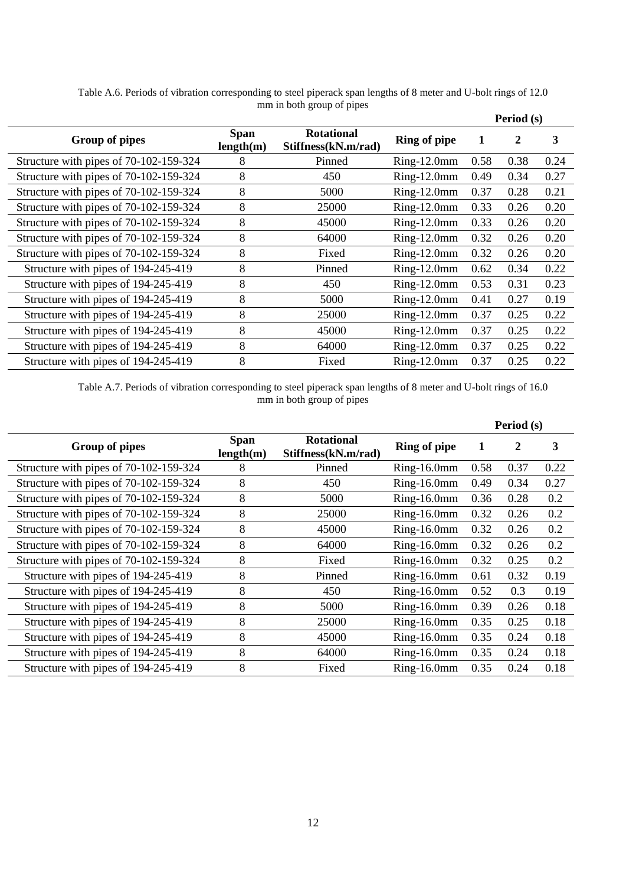Table A.6. Periods of vibration corresponding to steel piperack span lengths of 8 meter and U-bolt rings of 12.0 mm in both group of pipes

| Group of pipes | Span length(m) | Rotational Stiffness(kN.m/rad) | Ring of pipe | Period (s) | | |
|---|---|---|---|---|---|---|
| | | | | 1 | 2 | 3 |
| Structure with pipes of 70-102-159-324 | 8 | Pinned | Ring-12.0mm | 0.58 | 0.38 | 0.24 |
| Structure with pipes of 70-102-159-324 | 8 | 450 | Ring-12.0mm | 0.49 | 0.34 | 0.27 |
| Structure with pipes of 70-102-159-324 | 8 | 5000 | Ring-12.0mm | 0.37 | 0.28 | 0.21 |
| Structure with pipes of 70-102-159-324 | 8 | 25000 | Ring-12.0mm | 0.33 | 0.26 | 0.20 |
| Structure with pipes of 70-102-159-324 | 8 | 45000 | Ring-12.0mm | 0.33 | 0.26 | 0.20 |
| Structure with pipes of 70-102-159-324 | 8 | 64000 | Ring-12.0mm | 0.32 | 0.26 | 0.20 |
| Structure with pipes of 70-102-159-324 | 8 | Fixed | Ring-12.0mm | 0.32 | 0.26 | 0.20 |
| Structure with pipes of 194-245-419 | 8 | Pinned | Ring-12.0mm | 0.62 | 0.34 | 0.22 |
| Structure with pipes of 194-245-419 | 8 | 450 | Ring-12.0mm | 0.53 | 0.31 | 0.23 |
| Structure with pipes of 194-245-419 | 8 | 5000 | Ring-12.0mm | 0.41 | 0.27 | 0.19 |
| Structure with pipes of 194-245-419 | 8 | 25000 | Ring-12.0mm | 0.37 | 0.25 | 0.22 |
| Structure with pipes of 194-245-419 | 8 | 45000 | Ring-12.0mm | 0.37 | 0.25 | 0.22 |
| Structure with pipes of 194-245-419 | 8 | 64000 | Ring-12.0mm | 0.37 | 0.25 | 0.22 |
| Structure with pipes of 194-245-419 | 8 | Fixed | Ring-12.0mm | 0.37 | 0.25 | 0.22 |

Table A.7. Periods of vibration corresponding to steel piperack span lengths of 8 meter and U-bolt rings of 16.0 mm in both group of pipes

| Group of pipes | Span length(m) | Rotational Stiffness(kN.m/rad) | Ring of pipe | Period (s) | | |
|---|---|---|---|---|---|---|
| | | | | 1 | 2 | 3 |
| Structure with pipes of 70-102-159-324 | 8 | Pinned | Ring-16.0mm | 0.58 | 0.37 | 0.22 |
| Structure with pipes of 70-102-159-324 | 8 | 450 | Ring-16.0mm | 0.49 | 0.34 | 0.27 |
| Structure with pipes of 70-102-159-324 | 8 | 5000 | Ring-16.0mm | 0.36 | 0.28 | 0.2 |
| Structure with pipes of 70-102-159-324 | 8 | 25000 | Ring-16.0mm | 0.32 | 0.26 | 0.2 |
| Structure with pipes of 70-102-159-324 | 8 | 45000 | Ring-16.0mm | 0.32 | 0.26 | 0.2 |
| Structure with pipes of 70-102-159-324 | 8 | 64000 | Ring-16.0mm | 0.32 | 0.26 | 0.2 |
| Structure with pipes of 70-102-159-324 | 8 | Fixed | Ring-16.0mm | 0.32 | 0.25 | 0.2 |
| Structure with pipes of 194-245-419 | 8 | Pinned | Ring-16.0mm | 0.61 | 0.32 | 0.19 |
| Structure with pipes of 194-245-419 | 8 | 450 | Ring-16.0mm | 0.52 | 0.3 | 0.19 |
| Structure with pipes of 194-245-419 | 8 | 5000 | Ring-16.0mm | 0.39 | 0.26 | 0.18 |
| Structure with pipes of 194-245-419 | 8 | 25000 | Ring-16.0mm | 0.35 | 0.25 | 0.18 |
| Structure with pipes of 194-245-419 | 8 | 45000 | Ring-16.0mm | 0.35 | 0.24 | 0.18 |
| Structure with pipes of 194-245-419 | 8 | 64000 | Ring-16.0mm | 0.35 | 0.24 | 0.18 |
| Structure with pipes of 194-245-419 | 8 | Fixed | Ring-16.0mm | 0.35 | 0.24 | 0.18 |